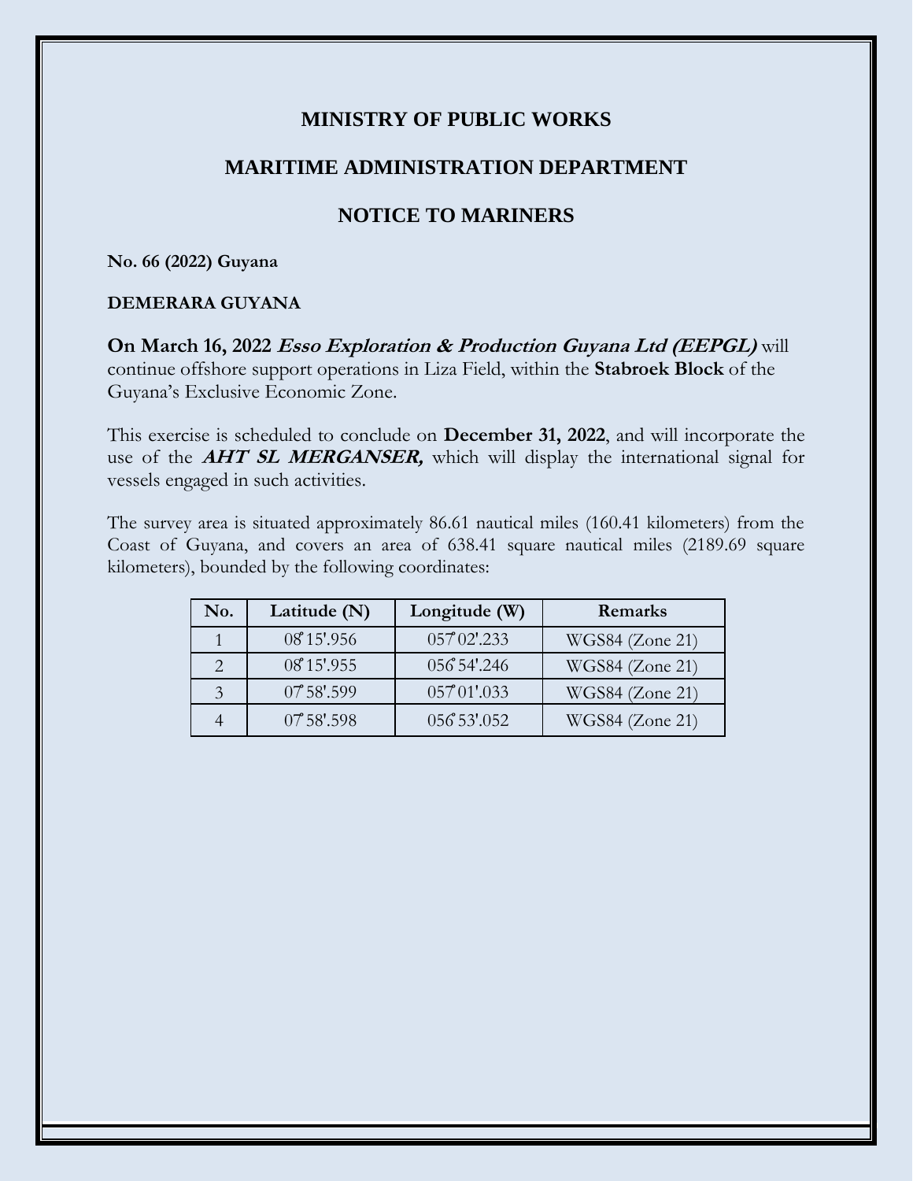# MINISTRY OF PUBLIC WORKS

## MARITIME ADMINISTRATION DEPARTMENT

## NOTICE TO MARINERS

**No. 66 (2022) Guyana**

**DEMERARA GUYANA**

**On March 16, 2022** ***Esso Exploration & Production Guyana Ltd (EEPGL)*** will continue offshore support operations in Liza Field, within the **Stabroek Block** of the Guyana's Exclusive Economic Zone.

This exercise is scheduled to conclude on **December 31, 2022**, and will incorporate the use of the ***AHT SL MERGANSER,*** which will display the international signal for vessels engaged in such activities.

The survey area is situated approximately 86.61 nautical miles (160.41 kilometers) from the Coast of Guyana, and covers an area of 638.41 square nautical miles (2189.69 square kilometers), bounded by the following coordinates:

| No. | Latitude (N) | Longitude (W) | Remarks |
|---|---|---|---|
| 1 | 08°15'.956 | 057°02'.233 | WGS84 (Zone 21) |
| 2 | 08°15'.955 | 056°54'.246 | WGS84 (Zone 21) |
| 3 | 07°58'.599 | 057°01'.033 | WGS84 (Zone 21) |
| 4 | 07°58'.598 | 056°53'.052 | WGS84 (Zone 21) |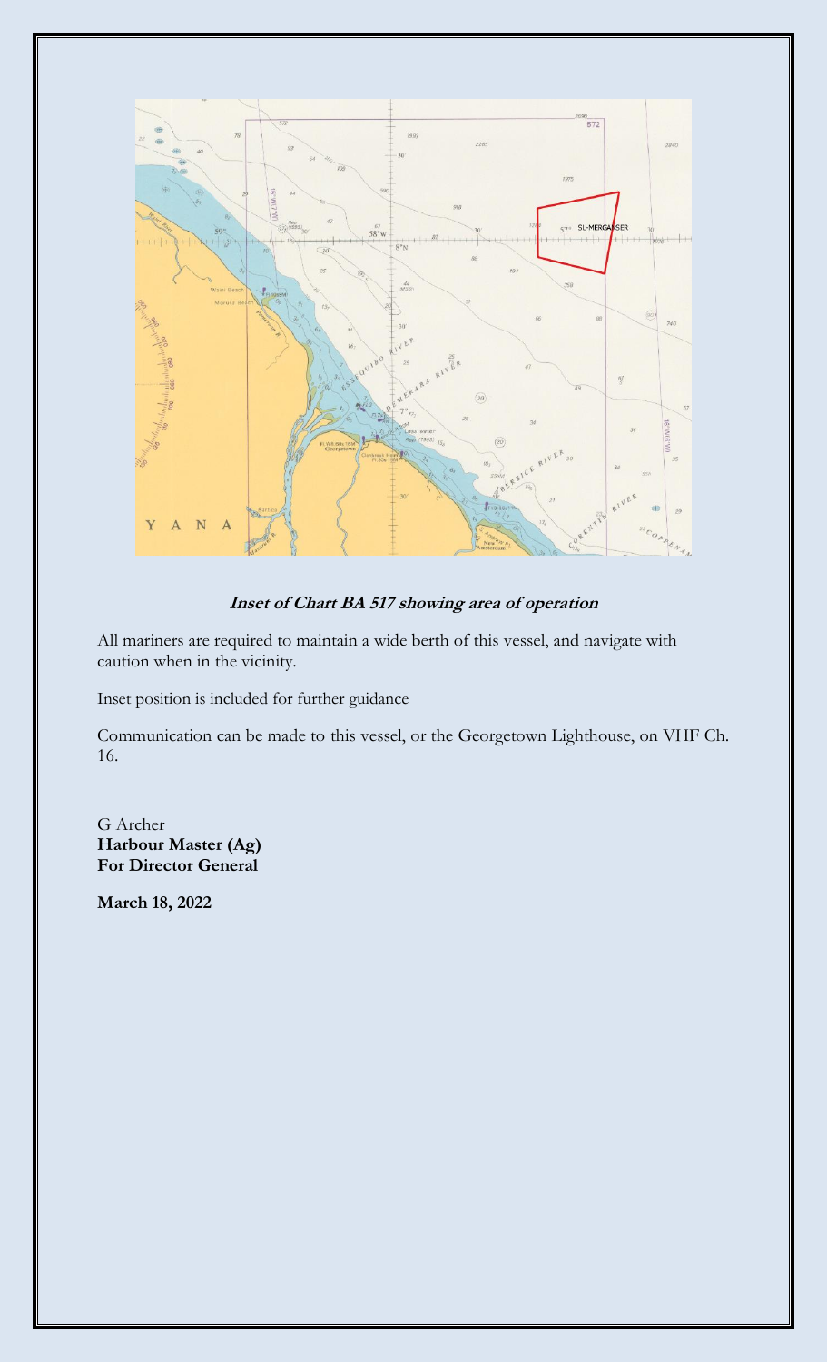**Inset of Chart BA 517 showing area of operation**

All mariners are required to maintain a wide berth of this vessel, and navigate with caution when in the vicinity.

Inset position is included for further guidance

Communication can be made to this vessel, or the Georgetown Lighthouse, on VHF Ch. 16.

G Archer
**Harbour Master (Ag)**
**For Director General**

**March 18, 2022**